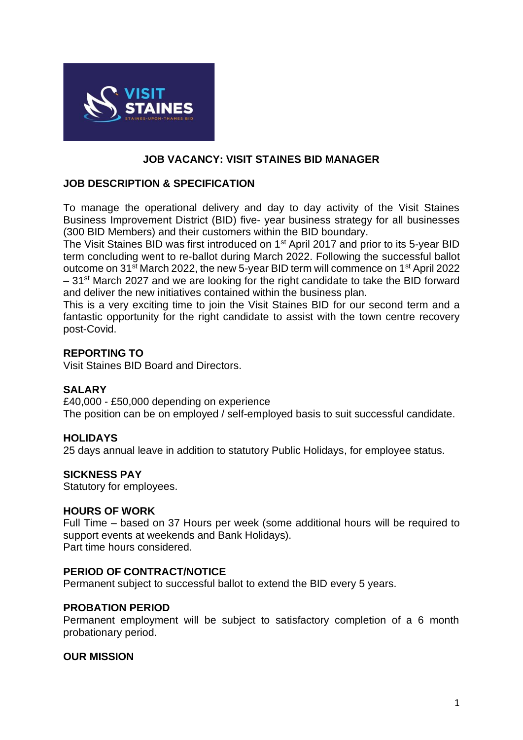# JOB VACANCY: VISIT STAINES BID MANAGER

## JOB DESCRIPTION & SPECIFICATION

To manage the operational delivery and day to day activity of the Visit Staines Business Improvement District (BID) five- year business strategy for all businesses (300 BID Members) and their customers within the BID boundary.

The Visit Staines BID was first introduced on 1st April 2017 and prior to its 5-year BID term concluding went to re-ballot during March 2022. Following the successful ballot outcome on 31st March 2022, the new 5-year BID term will commence on 1st April 2022 – 31st March 2027 and we are looking for the right candidate to take the BID forward and deliver the new initiatives contained within the business plan.

This is a very exciting time to join the Visit Staines BID for our second term and a fantastic opportunity for the right candidate to assist with the town centre recovery post-Covid.

## REPORTING TO

Visit Staines BID Board and Directors.

## SALARY

£40,000 - £50,000 depending on experience

The position can be on employed / self-employed basis to suit successful candidate.

## HOLIDAYS

25 days annual leave in addition to statutory Public Holidays, for employee status.

## SICKNESS PAY

Statutory for employees.

## HOURS OF WORK

Full Time – based on 37 Hours per week (some additional hours will be required to support events at weekends and Bank Holidays).

Part time hours considered.

## PERIOD OF CONTRACT/NOTICE

Permanent subject to successful ballot to extend the BID every 5 years.

## PROBATION PERIOD

Permanent employment will be subject to satisfactory completion of a 6 month probationary period.

## OUR MISSION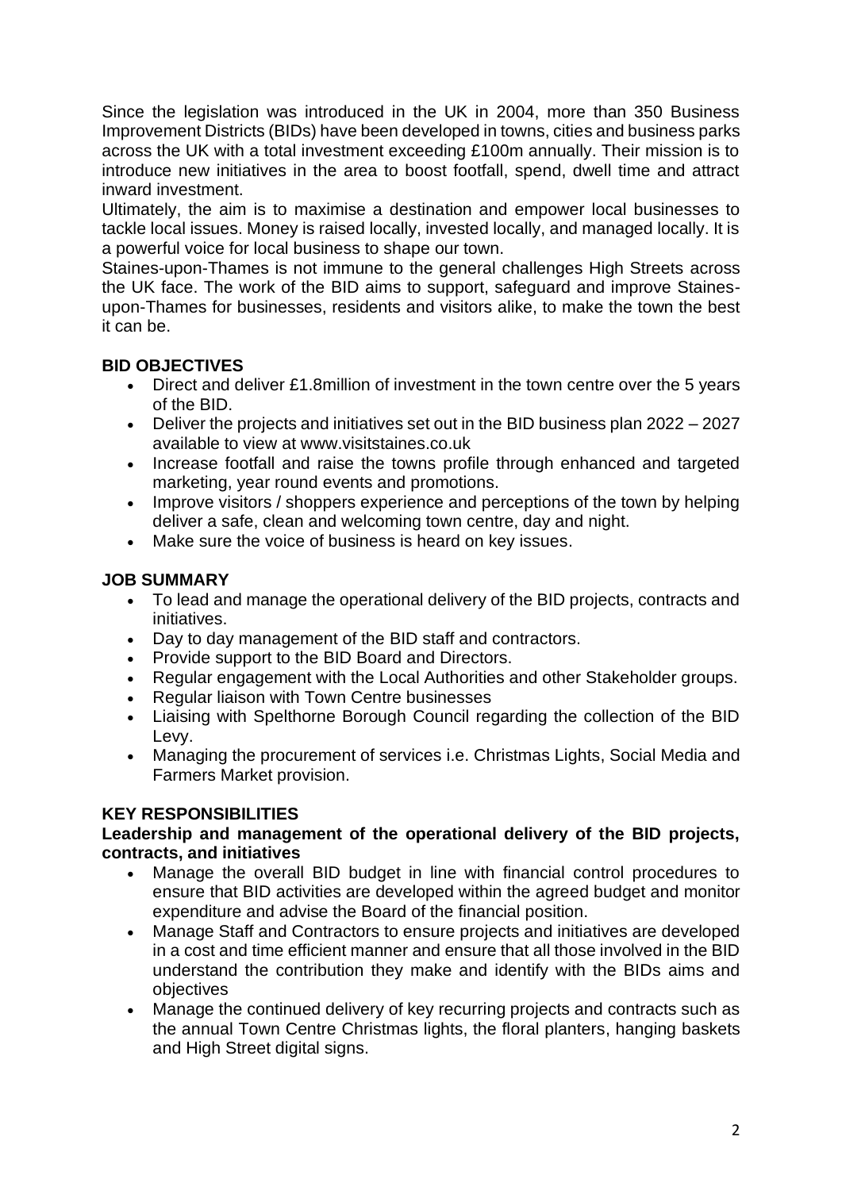Since the legislation was introduced in the UK in 2004, more than 350 Business Improvement Districts (BIDs) have been developed in towns, cities and business parks across the UK with a total investment exceeding £100m annually. Their mission is to introduce new initiatives in the area to boost footfall, spend, dwell time and attract inward investment.

Ultimately, the aim is to maximise a destination and empower local businesses to tackle local issues. Money is raised locally, invested locally, and managed locally. It is a powerful voice for local business to shape our town.

Staines-upon-Thames is not immune to the general challenges High Streets across the UK face. The work of the BID aims to support, safeguard and improve Staines-upon-Thames for businesses, residents and visitors alike, to make the town the best it can be.

## BID OBJECTIVES

- Direct and deliver £1.8million of investment in the town centre over the 5 years of the BID.
- Deliver the projects and initiatives set out in the BID business plan 2022 – 2027 available to view at www.visitstaines.co.uk
- Increase footfall and raise the towns profile through enhanced and targeted marketing, year round events and promotions.
- Improve visitors / shoppers experience and perceptions of the town by helping deliver a safe, clean and welcoming town centre, day and night.
- Make sure the voice of business is heard on key issues.

## JOB SUMMARY

- To lead and manage the operational delivery of the BID projects, contracts and initiatives.
- Day to day management of the BID staff and contractors.
- Provide support to the BID Board and Directors.
- Regular engagement with the Local Authorities and other Stakeholder groups.
- Regular liaison with Town Centre businesses
- Liaising with Spelthorne Borough Council regarding the collection of the BID Levy.
- Managing the procurement of services i.e. Christmas Lights, Social Media and Farmers Market provision.

## KEY RESPONSIBILITIES

**Leadership and management of the operational delivery of the BID projects, contracts, and initiatives**

- Manage the overall BID budget in line with financial control procedures to ensure that BID activities are developed within the agreed budget and monitor expenditure and advise the Board of the financial position.
- Manage Staff and Contractors to ensure projects and initiatives are developed in a cost and time efficient manner and ensure that all those involved in the BID understand the contribution they make and identify with the BIDs aims and objectives
- Manage the continued delivery of key recurring projects and contracts such as the annual Town Centre Christmas lights, the floral planters, hanging baskets and High Street digital signs.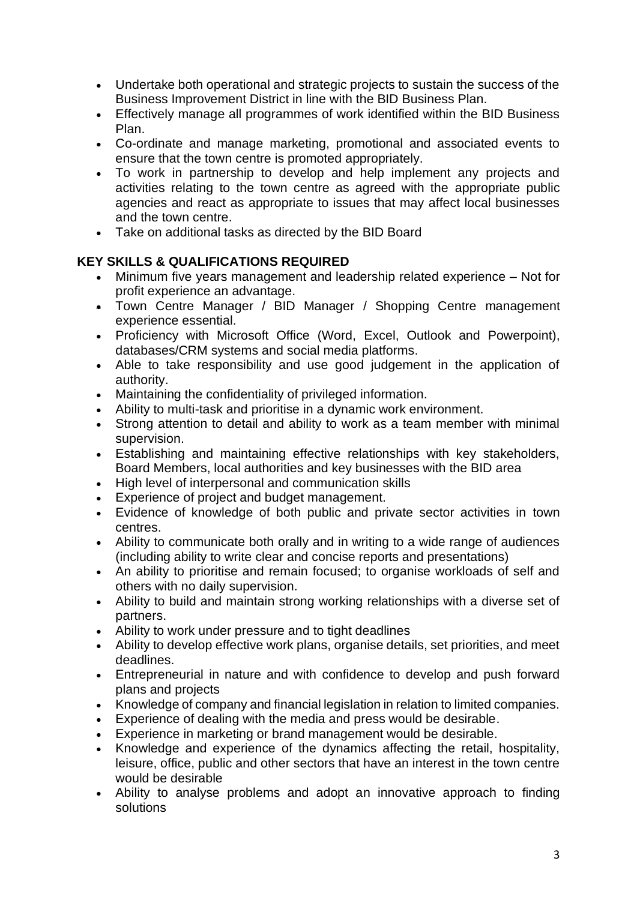- Undertake both operational and strategic projects to sustain the success of the Business Improvement District in line with the BID Business Plan.
- Effectively manage all programmes of work identified within the BID Business Plan.
- Co-ordinate and manage marketing, promotional and associated events to ensure that the town centre is promoted appropriately.
- To work in partnership to develop and help implement any projects and activities relating to the town centre as agreed with the appropriate public agencies and react as appropriate to issues that may affect local businesses and the town centre.
- Take on additional tasks as directed by the BID Board

**KEY SKILLS & QUALIFICATIONS REQUIRED**

- Minimum five years management and leadership related experience – Not for profit experience an advantage.
- Town Centre Manager / BID Manager / Shopping Centre management experience essential.
- Proficiency with Microsoft Office (Word, Excel, Outlook and Powerpoint), databases/CRM systems and social media platforms.
- Able to take responsibility and use good judgement in the application of authority.
- Maintaining the confidentiality of privileged information.
- Ability to multi-task and prioritise in a dynamic work environment.
- Strong attention to detail and ability to work as a team member with minimal supervision.
- Establishing and maintaining effective relationships with key stakeholders, Board Members, local authorities and key businesses with the BID area
- High level of interpersonal and communication skills
- Experience of project and budget management.
- Evidence of knowledge of both public and private sector activities in town centres.
- Ability to communicate both orally and in writing to a wide range of audiences (including ability to write clear and concise reports and presentations)
- An ability to prioritise and remain focused; to organise workloads of self and others with no daily supervision.
- Ability to build and maintain strong working relationships with a diverse set of partners.
- Ability to work under pressure and to tight deadlines
- Ability to develop effective work plans, organise details, set priorities, and meet deadlines.
- Entrepreneurial in nature and with confidence to develop and push forward plans and projects
- Knowledge of company and financial legislation in relation to limited companies.
- Experience of dealing with the media and press would be desirable.
- Experience in marketing or brand management would be desirable.
- Knowledge and experience of the dynamics affecting the retail, hospitality, leisure, office, public and other sectors that have an interest in the town centre would be desirable
- Ability to analyse problems and adopt an innovative approach to finding solutions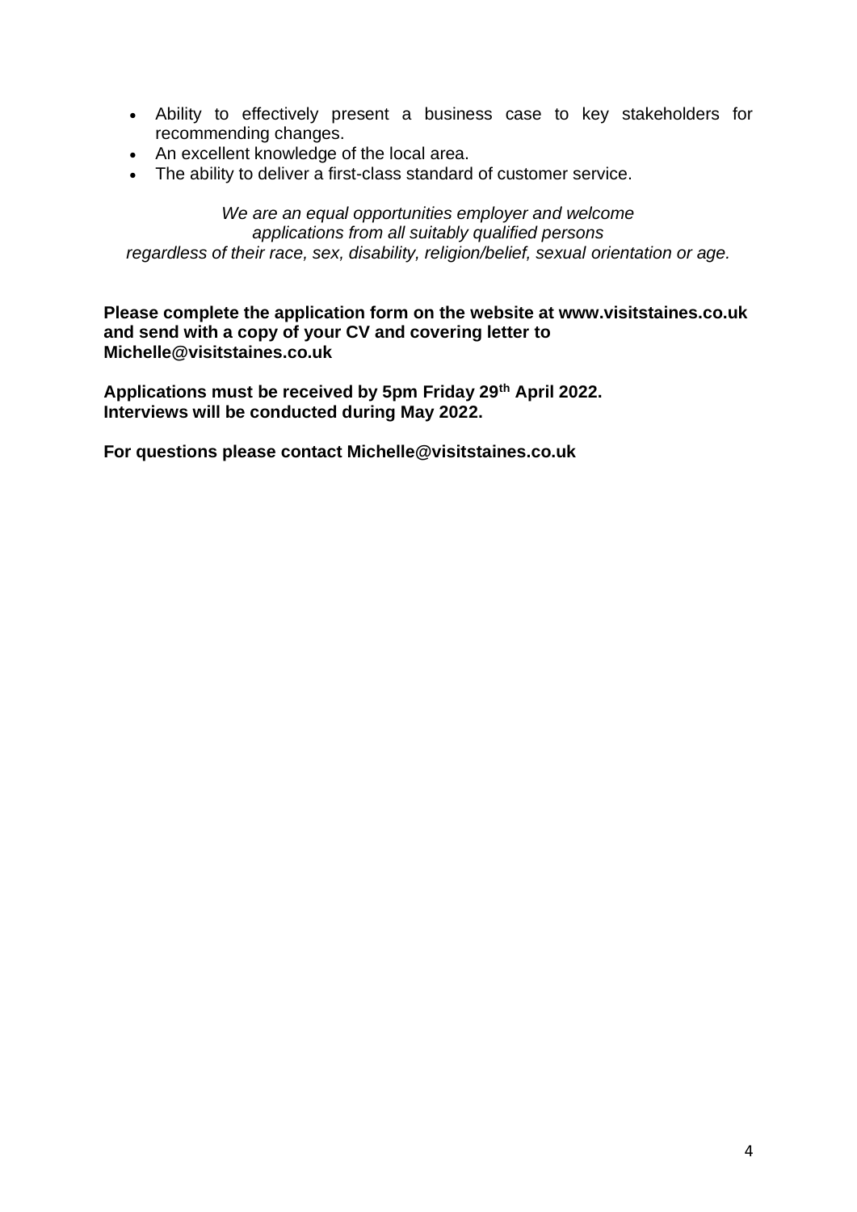- Ability to effectively present a business case to key stakeholders for recommending changes.
- An excellent knowledge of the local area.
- The ability to deliver a first-class standard of customer service.

*We are an equal opportunities employer and welcome applications from all suitably qualified persons regardless of their race, sex, disability, religion/belief, sexual orientation or age.*

**Please complete the application form on the website at www.visitstaines.co.uk and send with a copy of your CV and covering letter to Michelle@visitstaines.co.uk**

**Applications must be received by 5pm Friday 29th April 2022.**
**Interviews will be conducted during May 2022.**

**For questions please contact Michelle@visitstaines.co.uk**